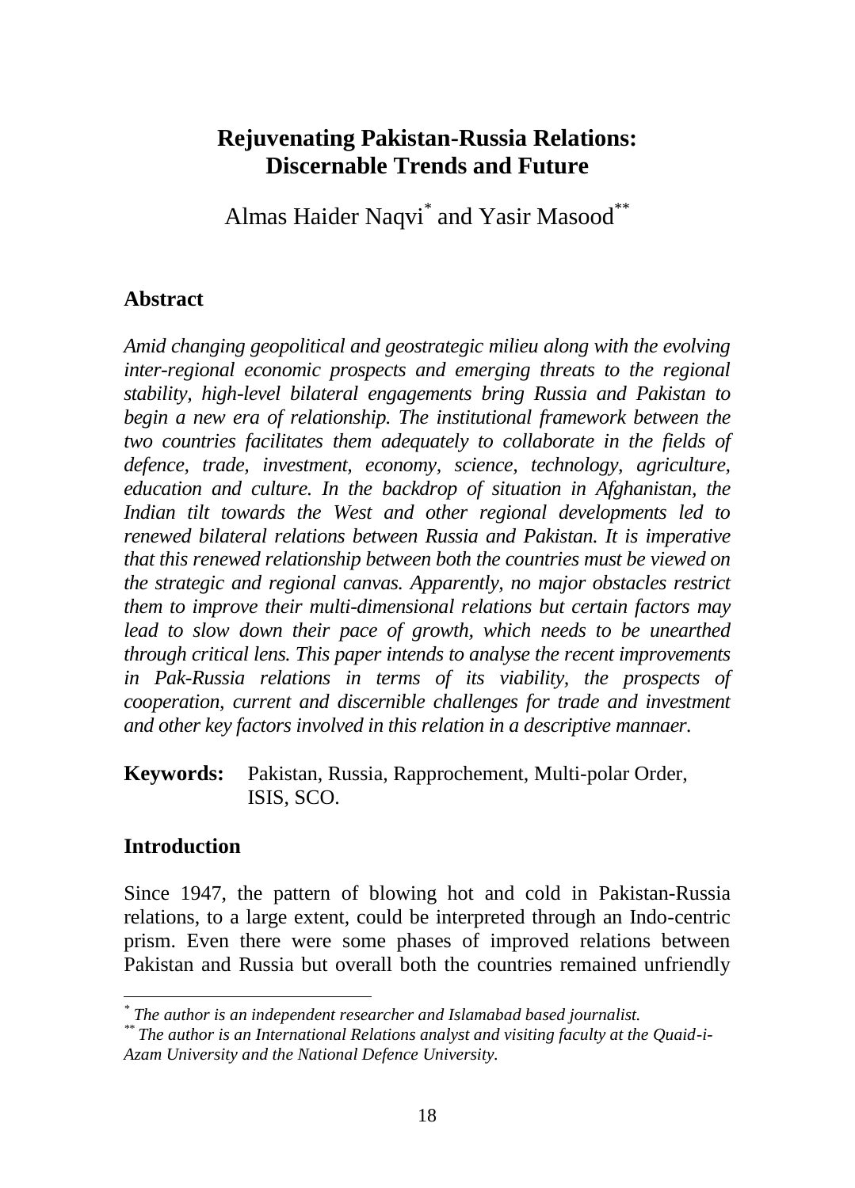# Rejuvenating Pakistan-Russia Relations: Discernable Trends and Future

Almas Haider Naqvi[*] and Yasir Masood[**]

## Abstract

*Amid changing geopolitical and geostrategic milieu along with the evolving inter-regional economic prospects and emerging threats to the regional stability, high-level bilateral engagements bring Russia and Pakistan to begin a new era of relationship. The institutional framework between the two countries facilitates them adequately to collaborate in the fields of defence, trade, investment, economy, science, technology, agriculture, education and culture. In the backdrop of situation in Afghanistan, the Indian tilt towards the West and other regional developments led to renewed bilateral relations between Russia and Pakistan. It is imperative that this renewed relationship between both the countries must be viewed on the strategic and regional canvas. Apparently, no major obstacles restrict them to improve their multi-dimensional relations but certain factors may lead to slow down their pace of growth, which needs to be unearthed through critical lens. This paper intends to analyse the recent improvements in Pak-Russia relations in terms of its viability, the prospects of cooperation, current and discernible challenges for trade and investment and other key factors involved in this relation in a descriptive mannaer.*

**Keywords:** Pakistan, Russia, Rapprochement, Multi-polar Order, ISIS, SCO.

## Introduction

Since 1947, the pattern of blowing hot and cold in Pakistan-Russia relations, to a large extent, could be interpreted through an Indo-centric prism. Even there were some phases of improved relations between Pakistan and Russia but overall both the countries remained unfriendly

---

[*] *The author is an independent researcher and Islamabad based journalist.*

[**] *The author is an International Relations analyst and visiting faculty at the Quaid-i-Azam University and the National Defence University.*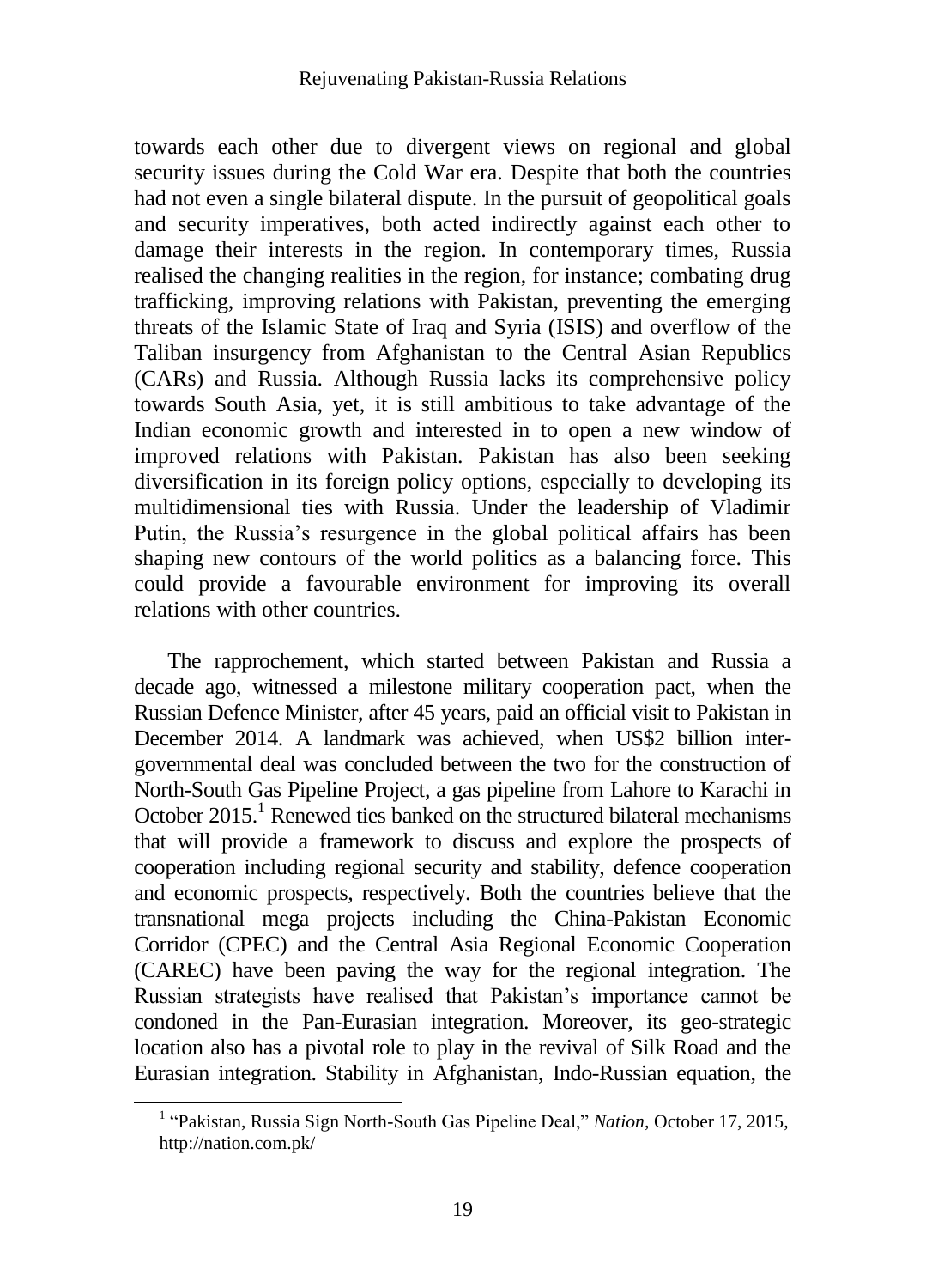towards each other due to divergent views on regional and global security issues during the Cold War era. Despite that both the countries had not even a single bilateral dispute. In the pursuit of geopolitical goals and security imperatives, both acted indirectly against each other to damage their interests in the region. In contemporary times, Russia realised the changing realities in the region, for instance; combating drug trafficking, improving relations with Pakistan, preventing the emerging threats of the Islamic State of Iraq and Syria (ISIS) and overflow of the Taliban insurgency from Afghanistan to the Central Asian Republics (CARs) and Russia. Although Russia lacks its comprehensive policy towards South Asia, yet, it is still ambitious to take advantage of the Indian economic growth and interested in to open a new window of improved relations with Pakistan. Pakistan has also been seeking diversification in its foreign policy options, especially to developing its multidimensional ties with Russia. Under the leadership of Vladimir Putin, the Russia's resurgence in the global political affairs has been shaping new contours of the world politics as a balancing force. This could provide a favourable environment for improving its overall relations with other countries.

The rapprochement, which started between Pakistan and Russia a decade ago, witnessed a milestone military cooperation pact, when the Russian Defence Minister, after 45 years, paid an official visit to Pakistan in December 2014. A landmark was achieved, when US$2 billion inter-governmental deal was concluded between the two for the construction of North-South Gas Pipeline Project, a gas pipeline from Lahore to Karachi in October 2015.[1] Renewed ties banked on the structured bilateral mechanisms that will provide a framework to discuss and explore the prospects of cooperation including regional security and stability, defence cooperation and economic prospects, respectively. Both the countries believe that the transnational mega projects including the China-Pakistan Economic Corridor (CPEC) and the Central Asia Regional Economic Cooperation (CAREC) have been paving the way for the regional integration. The Russian strategists have realised that Pakistan's importance cannot be condoned in the Pan-Eurasian integration. Moreover, its geo-strategic location also has a pivotal role to play in the revival of Silk Road and the Eurasian integration. Stability in Afghanistan, Indo-Russian equation, the

[1] "Pakistan, Russia Sign North-South Gas Pipeline Deal," *Nation*, October 17, 2015, http://nation.com.pk/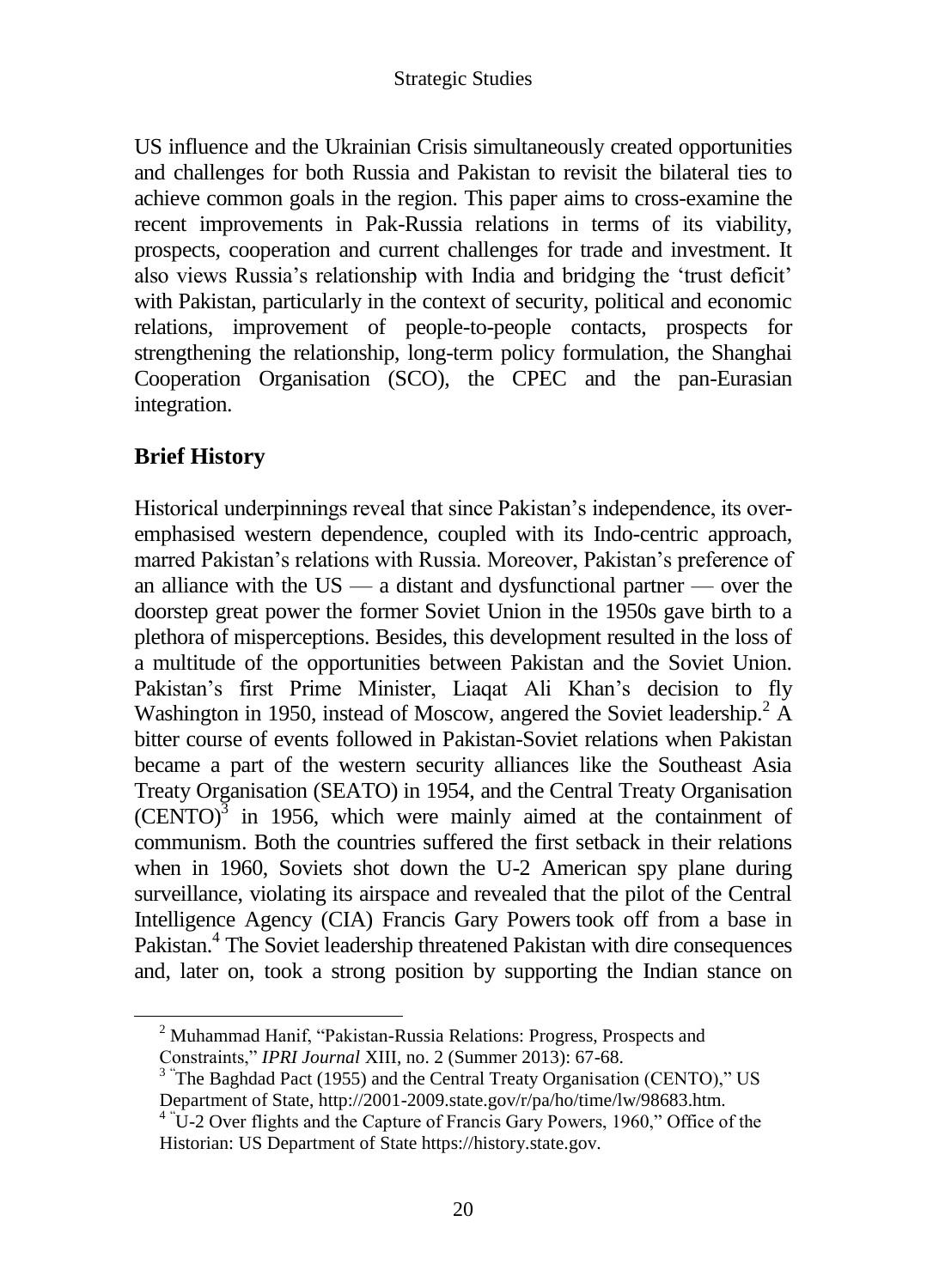US influence and the Ukrainian Crisis simultaneously created opportunities and challenges for both Russia and Pakistan to revisit the bilateral ties to achieve common goals in the region. This paper aims to cross-examine the recent improvements in Pak-Russia relations in terms of its viability, prospects, cooperation and current challenges for trade and investment. It also views Russia's relationship with India and bridging the 'trust deficit' with Pakistan, particularly in the context of security, political and economic relations, improvement of people-to-people contacts, prospects for strengthening the relationship, long-term policy formulation, the Shanghai Cooperation Organisation (SCO), the CPEC and the pan-Eurasian integration.

## Brief History

Historical underpinnings reveal that since Pakistan's independence, its over-emphasised western dependence, coupled with its Indo-centric approach, marred Pakistan's relations with Russia. Moreover, Pakistan's preference of an alliance with the US — a distant and dysfunctional partner — over the doorstep great power the former Soviet Union in the 1950s gave birth to a plethora of misperceptions. Besides, this development resulted in the loss of a multitude of the opportunities between Pakistan and the Soviet Union. Pakistan's first Prime Minister, Liaqat Ali Khan's decision to fly Washington in 1950, instead of Moscow, angered the Soviet leadership.[2] A bitter course of events followed in Pakistan-Soviet relations when Pakistan became a part of the western security alliances like the Southeast Asia Treaty Organisation (SEATO) in 1954, and the Central Treaty Organisation (CENTO)[3] in 1956, which were mainly aimed at the containment of communism. Both the countries suffered the first setback in their relations when in 1960, Soviets shot down the U-2 American spy plane during surveillance, violating its airspace and revealed that the pilot of the Central Intelligence Agency (CIA) Francis Gary Powers took off from a base in Pakistan.[4] The Soviet leadership threatened Pakistan with dire consequences and, later on, took a strong position by supporting the Indian stance on

---

[2] Muhammad Hanif, "Pakistan-Russia Relations: Progress, Prospects and Constraints," *IPRI Journal* XIII, no. 2 (Summer 2013): 67-68.

[3] "The Baghdad Pact (1955) and the Central Treaty Organisation (CENTO)," US Department of State, http://2001-2009.state.gov/r/pa/ho/time/lw/98683.htm.

[4] "U-2 Over flights and the Capture of Francis Gary Powers, 1960," Office of the Historian: US Department of State https://history.state.gov.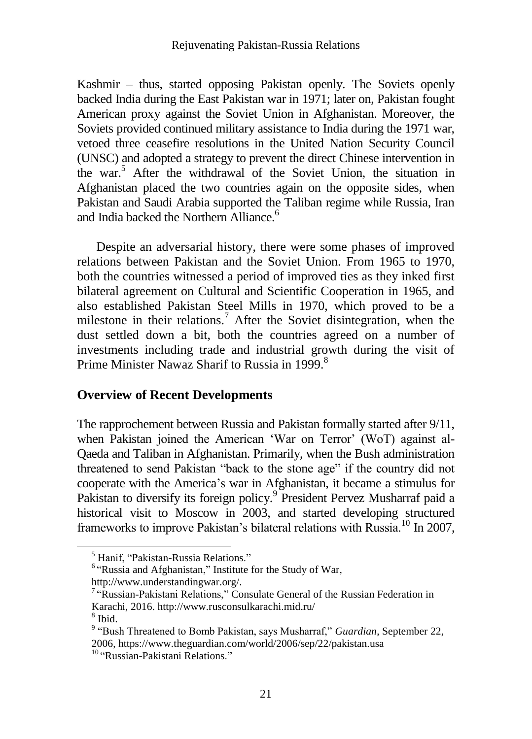Kashmir – thus, started opposing Pakistan openly. The Soviets openly backed India during the East Pakistan war in 1971; later on, Pakistan fought American proxy against the Soviet Union in Afghanistan. Moreover, the Soviets provided continued military assistance to India during the 1971 war, vetoed three ceasefire resolutions in the United Nation Security Council (UNSC) and adopted a strategy to prevent the direct Chinese intervention in the war.[5] After the withdrawal of the Soviet Union, the situation in Afghanistan placed the two countries again on the opposite sides, when Pakistan and Saudi Arabia supported the Taliban regime while Russia, Iran and India backed the Northern Alliance.[6]

Despite an adversarial history, there were some phases of improved relations between Pakistan and the Soviet Union. From 1965 to 1970, both the countries witnessed a period of improved ties as they inked first bilateral agreement on Cultural and Scientific Cooperation in 1965, and also established Pakistan Steel Mills in 1970, which proved to be a milestone in their relations.[7] After the Soviet disintegration, when the dust settled down a bit, both the countries agreed on a number of investments including trade and industrial growth during the visit of Prime Minister Nawaz Sharif to Russia in 1999.[8]

## Overview of Recent Developments

The rapprochement between Russia and Pakistan formally started after 9/11, when Pakistan joined the American 'War on Terror' (WoT) against al-Qaeda and Taliban in Afghanistan. Primarily, when the Bush administration threatened to send Pakistan "back to the stone age" if the country did not cooperate with the America's war in Afghanistan, it became a stimulus for Pakistan to diversify its foreign policy.[9] President Pervez Musharraf paid a historical visit to Moscow in 2003, and started developing structured frameworks to improve Pakistan's bilateral relations with Russia.[10] In 2007,

---

[5] Hanif, "Pakistan-Russia Relations."

[6] "Russia and Afghanistan," Institute for the Study of War, http://www.understandingwar.org/.

[7] "Russian-Pakistani Relations," Consulate General of the Russian Federation in Karachi, 2016. http://www.rusconsulkarachi.mid.ru/

[8] Ibid.

[9] "Bush Threatened to Bomb Pakistan, says Musharraf," *Guardian*, September 22, 2006, https://www.theguardian.com/world/2006/sep/22/pakistan.usa

[10] "Russian-Pakistani Relations."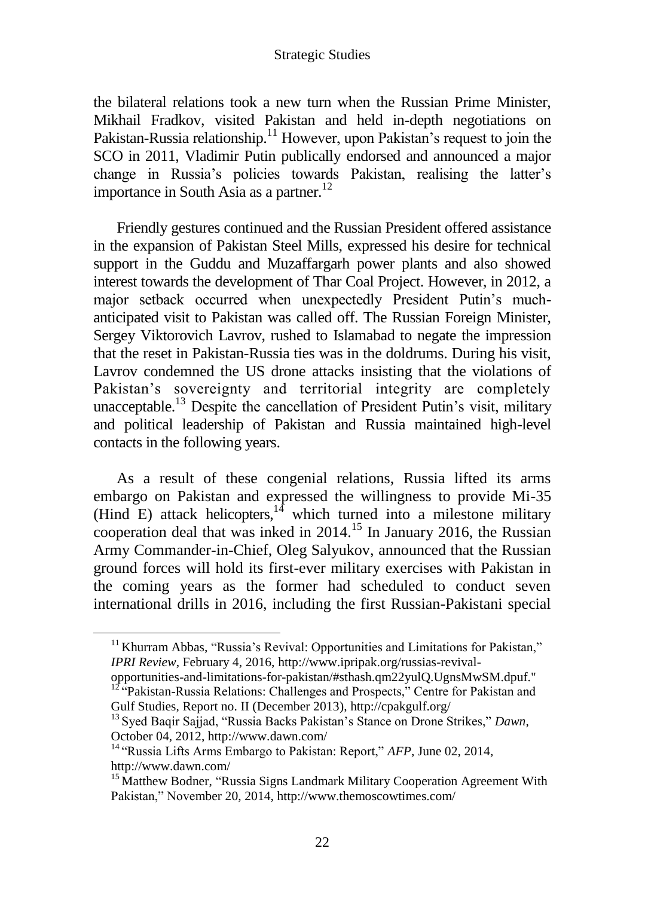the bilateral relations took a new turn when the Russian Prime Minister, Mikhail Fradkov, visited Pakistan and held in-depth negotiations on Pakistan-Russia relationship.[11] However, upon Pakistan's request to join the SCO in 2011, Vladimir Putin publically endorsed and announced a major change in Russia's policies towards Pakistan, realising the latter's importance in South Asia as a partner.[12]

Friendly gestures continued and the Russian President offered assistance in the expansion of Pakistan Steel Mills, expressed his desire for technical support in the Guddu and Muzaffargarh power plants and also showed interest towards the development of Thar Coal Project. However, in 2012, a major setback occurred when unexpectedly President Putin's much-anticipated visit to Pakistan was called off. The Russian Foreign Minister, Sergey Viktorovich Lavrov, rushed to Islamabad to negate the impression that the reset in Pakistan-Russia ties was in the doldrums. During his visit, Lavrov condemned the US drone attacks insisting that the violations of Pakistan's sovereignty and territorial integrity are completely unacceptable.[13] Despite the cancellation of President Putin's visit, military and political leadership of Pakistan and Russia maintained high-level contacts in the following years.

As a result of these congenial relations, Russia lifted its arms embargo on Pakistan and expressed the willingness to provide Mi-35 (Hind E) attack helicopters,[14] which turned into a milestone military cooperation deal that was inked in 2014.[15] In January 2016, the Russian Army Commander-in-Chief, Oleg Salyukov, announced that the Russian ground forces will hold its first-ever military exercises with Pakistan in the coming years as the former had scheduled to conduct seven international drills in 2016, including the first Russian-Pakistani special

---

[11] Khurram Abbas, "Russia's Revival: Opportunities and Limitations for Pakistan," *IPRI Review*, February 4, 2016, http://www.ipripak.org/russias-revival-opportunities-and-limitations-for-pakistan/#sthash.qm22yulQ.UgnsMwSM.dpuf."

[12] "Pakistan-Russia Relations: Challenges and Prospects," Centre for Pakistan and Gulf Studies, Report no. II (December 2013), http://cpakgulf.org/

[13] Syed Baqir Sajjad, "Russia Backs Pakistan's Stance on Drone Strikes," *Dawn*, October 04, 2012, http://www.dawn.com/

[14] "Russia Lifts Arms Embargo to Pakistan: Report," *AFP*, June 02, 2014, http://www.dawn.com/

[15] Matthew Bodner, "Russia Signs Landmark Military Cooperation Agreement With Pakistan," November 20, 2014, http://www.themoscowtimes.com/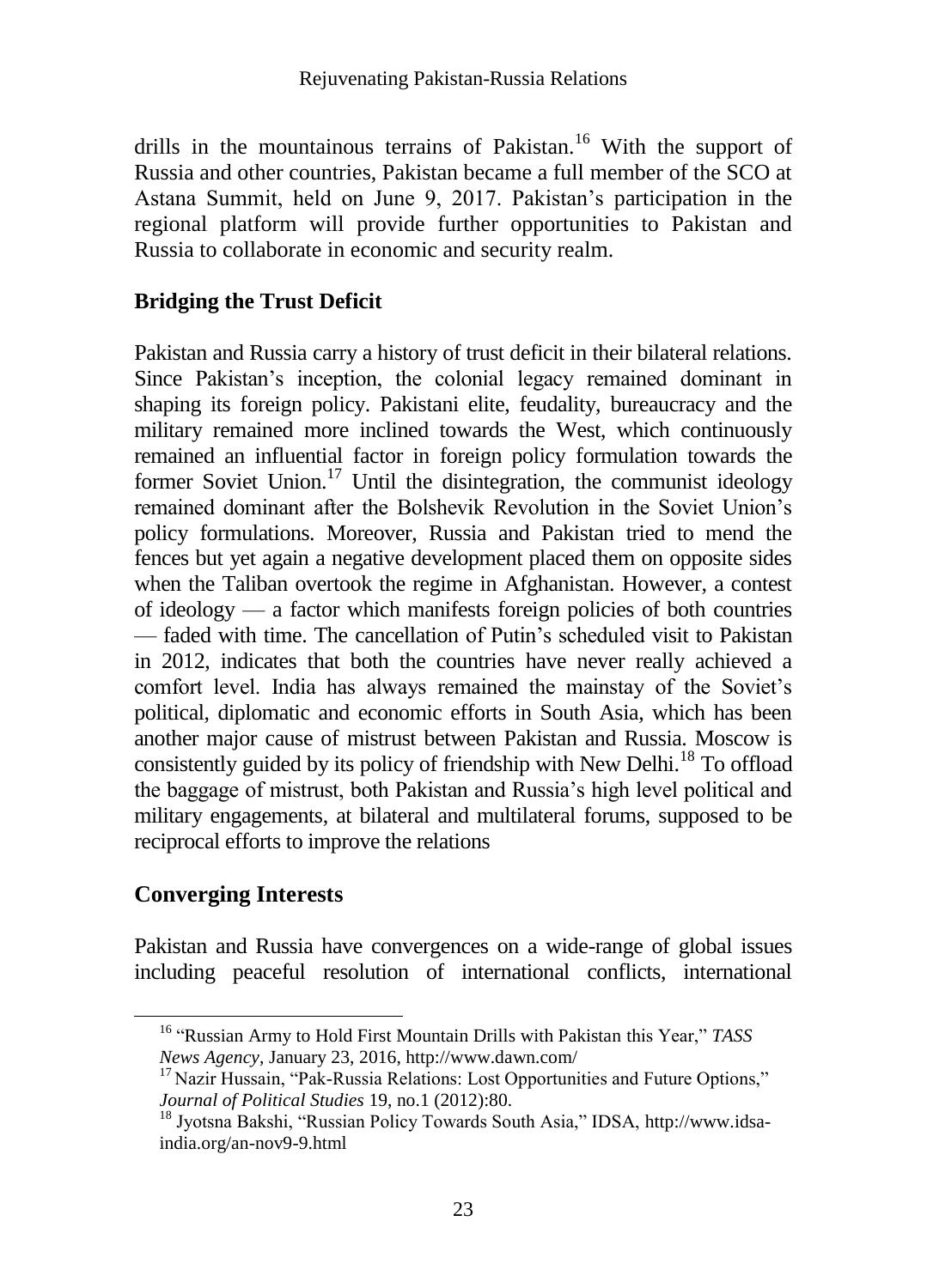drills in the mountainous terrains of Pakistan.[16] With the support of Russia and other countries, Pakistan became a full member of the SCO at Astana Summit, held on June 9, 2017. Pakistan's participation in the regional platform will provide further opportunities to Pakistan and Russia to collaborate in economic and security realm.

## Bridging the Trust Deficit

Pakistan and Russia carry a history of trust deficit in their bilateral relations. Since Pakistan's inception, the colonial legacy remained dominant in shaping its foreign policy. Pakistani elite, feudality, bureaucracy and the military remained more inclined towards the West, which continuously remained an influential factor in foreign policy formulation towards the former Soviet Union.[17] Until the disintegration, the communist ideology remained dominant after the Bolshevik Revolution in the Soviet Union's policy formulations. Moreover, Russia and Pakistan tried to mend the fences but yet again a negative development placed them on opposite sides when the Taliban overtook the regime in Afghanistan. However, a contest of ideology — a factor which manifests foreign policies of both countries — faded with time. The cancellation of Putin's scheduled visit to Pakistan in 2012, indicates that both the countries have never really achieved a comfort level. India has always remained the mainstay of the Soviet's political, diplomatic and economic efforts in South Asia, which has been another major cause of mistrust between Pakistan and Russia. Moscow is consistently guided by its policy of friendship with New Delhi.[18] To offload the baggage of mistrust, both Pakistan and Russia's high level political and military engagements, at bilateral and multilateral forums, supposed to be reciprocal efforts to improve the relations

## Converging Interests

Pakistan and Russia have convergences on a wide-range of global issues including peaceful resolution of international conflicts, international

---

[16] "Russian Army to Hold First Mountain Drills with Pakistan this Year," *TASS News Agency*, January 23, 2016, http://www.dawn.com/

[17] Nazir Hussain, "Pak-Russia Relations: Lost Opportunities and Future Options," *Journal of Political Studies* 19, no.1 (2012):80.

[18] Jyotsna Bakshi, "Russian Policy Towards South Asia," IDSA, http://www.idsa-india.org/an-nov9-9.html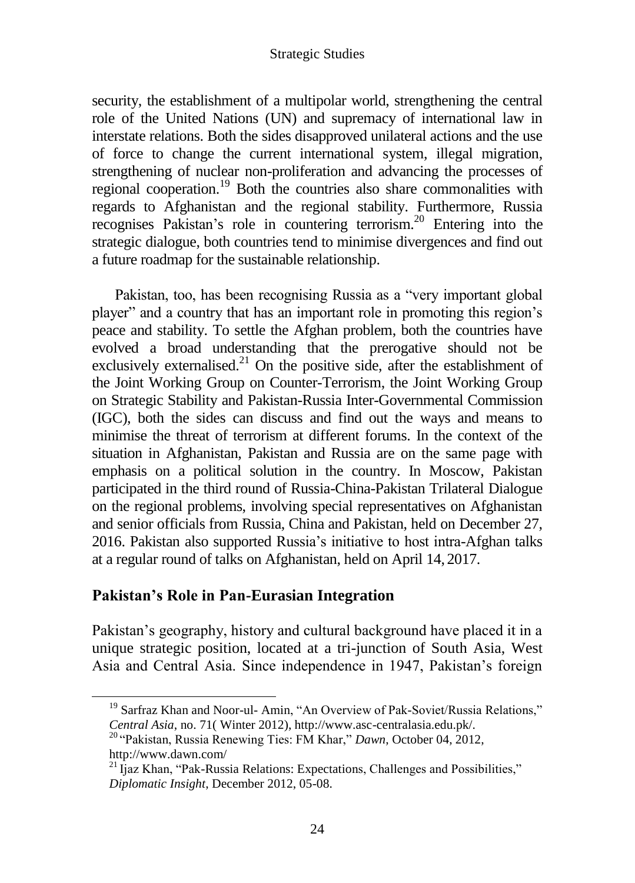security, the establishment of a multipolar world, strengthening the central role of the United Nations (UN) and supremacy of international law in interstate relations. Both the sides disapproved unilateral actions and the use of force to change the current international system, illegal migration, strengthening of nuclear non-proliferation and advancing the processes of regional cooperation.[19] Both the countries also share commonalities with regards to Afghanistan and the regional stability. Furthermore, Russia recognises Pakistan's role in countering terrorism.[20] Entering into the strategic dialogue, both countries tend to minimise divergences and find out a future roadmap for the sustainable relationship.

Pakistan, too, has been recognising Russia as a "very important global player" and a country that has an important role in promoting this region's peace and stability. To settle the Afghan problem, both the countries have evolved a broad understanding that the prerogative should not be exclusively externalised.[21] On the positive side, after the establishment of the Joint Working Group on Counter-Terrorism, the Joint Working Group on Strategic Stability and Pakistan-Russia Inter-Governmental Commission (IGC), both the sides can discuss and find out the ways and means to minimise the threat of terrorism at different forums. In the context of the situation in Afghanistan, Pakistan and Russia are on the same page with emphasis on a political solution in the country. In Moscow, Pakistan participated in the third round of Russia-China-Pakistan Trilateral Dialogue on the regional problems, involving special representatives on Afghanistan and senior officials from Russia, China and Pakistan, held on December 27, 2016. Pakistan also supported Russia's initiative to host intra-Afghan talks at a regular round of talks on Afghanistan, held on April 14, 2017.

## Pakistan's Role in Pan-Eurasian Integration

Pakistan's geography, history and cultural background have placed it in a unique strategic position, located at a tri-junction of South Asia, West Asia and Central Asia. Since independence in 1947, Pakistan's foreign

---

[19] Sarfraz Khan and Noor-ul- Amin, "An Overview of Pak-Soviet/Russia Relations," *Central Asia*, no. 71( Winter 2012), http://www.asc-centralasia.edu.pk/.

[20] "Pakistan, Russia Renewing Ties: FM Khar," *Dawn*, October 04, 2012, http://www.dawn.com/

[21] Ijaz Khan, "Pak-Russia Relations: Expectations, Challenges and Possibilities," *Diplomatic Insight*, December 2012, 05-08.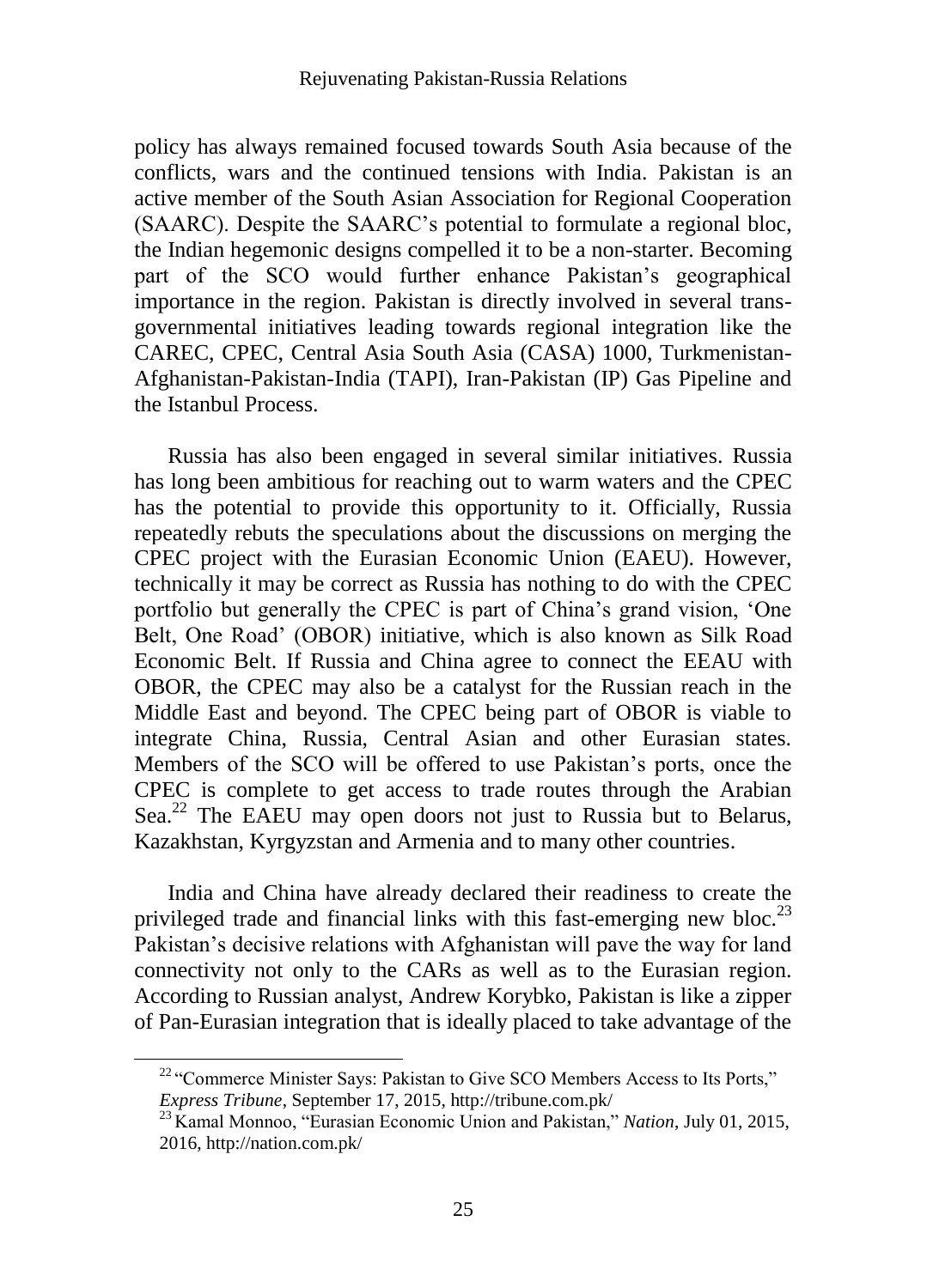policy has always remained focused towards South Asia because of the conflicts, wars and the continued tensions with India. Pakistan is an active member of the South Asian Association for Regional Cooperation (SAARC). Despite the SAARC's potential to formulate a regional bloc, the Indian hegemonic designs compelled it to be a non-starter. Becoming part of the SCO would further enhance Pakistan's geographical importance in the region. Pakistan is directly involved in several trans-governmental initiatives leading towards regional integration like the CAREC, CPEC, Central Asia South Asia (CASA) 1000, Turkmenistan-Afghanistan-Pakistan-India (TAPI), Iran-Pakistan (IP) Gas Pipeline and the Istanbul Process.

Russia has also been engaged in several similar initiatives. Russia has long been ambitious for reaching out to warm waters and the CPEC has the potential to provide this opportunity to it. Officially, Russia repeatedly rebuts the speculations about the discussions on merging the CPEC project with the Eurasian Economic Union (EAEU). However, technically it may be correct as Russia has nothing to do with the CPEC portfolio but generally the CPEC is part of China's grand vision, 'One Belt, One Road' (OBOR) initiative, which is also known as Silk Road Economic Belt. If Russia and China agree to connect the EEAU with OBOR, the CPEC may also be a catalyst for the Russian reach in the Middle East and beyond. The CPEC being part of OBOR is viable to integrate China, Russia, Central Asian and other Eurasian states. Members of the SCO will be offered to use Pakistan's ports, once the CPEC is complete to get access to trade routes through the Arabian Sea.[22] The EAEU may open doors not just to Russia but to Belarus, Kazakhstan, Kyrgyzstan and Armenia and to many other countries.

India and China have already declared their readiness to create the privileged trade and financial links with this fast-emerging new bloc.[23] Pakistan's decisive relations with Afghanistan will pave the way for land connectivity not only to the CARs as well as to the Eurasian region. According to Russian analyst, Andrew Korybko, Pakistan is like a zipper of Pan-Eurasian integration that is ideally placed to take advantage of the

---

[22] "Commerce Minister Says: Pakistan to Give SCO Members Access to Its Ports," *Express Tribune*, September 17, 2015, http://tribune.com.pk/

[23] Kamal Monnoo, "Eurasian Economic Union and Pakistan," *Nation*, July 01, 2015, 2016, http://nation.com.pk/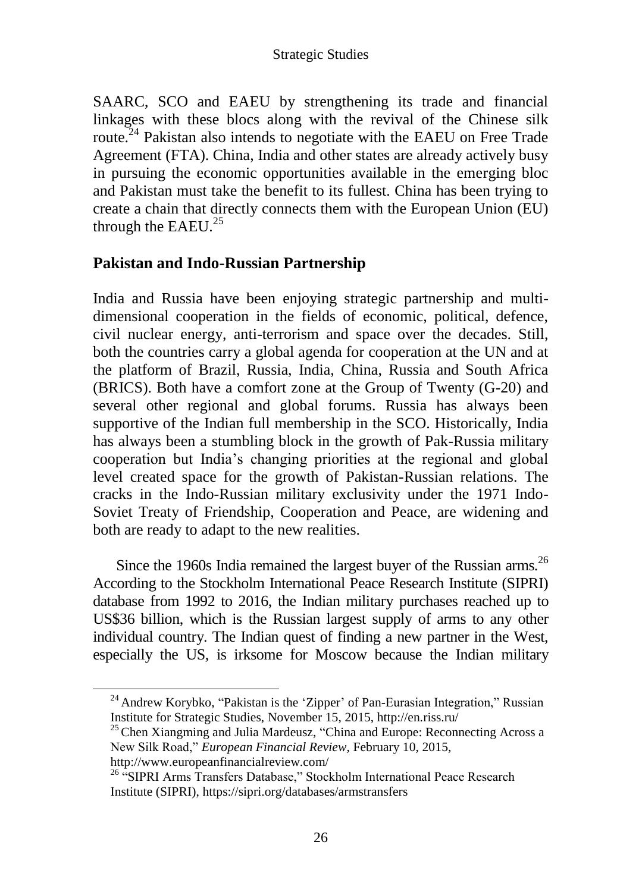SAARC, SCO and EAEU by strengthening its trade and financial linkages with these blocs along with the revival of the Chinese silk route.[24] Pakistan also intends to negotiate with the EAEU on Free Trade Agreement (FTA). China, India and other states are already actively busy in pursuing the economic opportunities available in the emerging bloc and Pakistan must take the benefit to its fullest. China has been trying to create a chain that directly connects them with the European Union (EU) through the EAEU.[25]

## Pakistan and Indo-Russian Partnership

India and Russia have been enjoying strategic partnership and multi-dimensional cooperation in the fields of economic, political, defence, civil nuclear energy, anti-terrorism and space over the decades. Still, both the countries carry a global agenda for cooperation at the UN and at the platform of Brazil, Russia, India, China, Russia and South Africa (BRICS). Both have a comfort zone at the Group of Twenty (G-20) and several other regional and global forums. Russia has always been supportive of the Indian full membership in the SCO. Historically, India has always been a stumbling block in the growth of Pak-Russia military cooperation but India's changing priorities at the regional and global level created space for the growth of Pakistan-Russian relations. The cracks in the Indo-Russian military exclusivity under the 1971 Indo-Soviet Treaty of Friendship, Cooperation and Peace, are widening and both are ready to adapt to the new realities.

Since the 1960s India remained the largest buyer of the Russian arms.[26] According to the Stockholm International Peace Research Institute (SIPRI) database from 1992 to 2016, the Indian military purchases reached up to US$36 billion, which is the Russian largest supply of arms to any other individual country. The Indian quest of finding a new partner in the West, especially the US, is irksome for Moscow because the Indian military

---

[24] Andrew Korybko, "Pakistan is the 'Zipper' of Pan-Eurasian Integration," Russian Institute for Strategic Studies, November 15, 2015, http://en.riss.ru/

[25] Chen Xiangming and Julia Mardeusz, "China and Europe: Reconnecting Across a New Silk Road," *European Financial Review*, February 10, 2015, http://www.europeanfinancialreview.com/

[26] "SIPRI Arms Transfers Database," Stockholm International Peace Research Institute (SIPRI), https://sipri.org/databases/armstransfers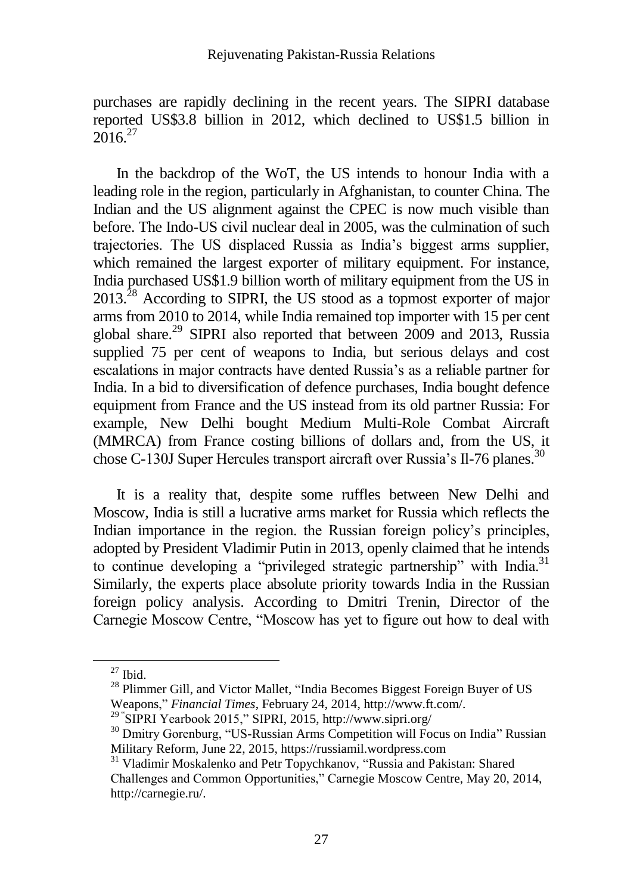purchases are rapidly declining in the recent years. The SIPRI database reported US$3.8 billion in 2012, which declined to US$1.5 billion in 2016.[27]

In the backdrop of the WoT, the US intends to honour India with a leading role in the region, particularly in Afghanistan, to counter China. The Indian and the US alignment against the CPEC is now much visible than before. The Indo-US civil nuclear deal in 2005, was the culmination of such trajectories. The US displaced Russia as India's biggest arms supplier, which remained the largest exporter of military equipment. For instance, India purchased US$1.9 billion worth of military equipment from the US in 2013.[28] According to SIPRI, the US stood as a topmost exporter of major arms from 2010 to 2014, while India remained top importer with 15 per cent global share.[29] SIPRI also reported that between 2009 and 2013, Russia supplied 75 per cent of weapons to India, but serious delays and cost escalations in major contracts have dented Russia's as a reliable partner for India. In a bid to diversification of defence purchases, India bought defence equipment from France and the US instead from its old partner Russia: For example, New Delhi bought Medium Multi-Role Combat Aircraft (MMRCA) from France costing billions of dollars and, from the US, it chose C-130J Super Hercules transport aircraft over Russia's Il-76 planes.[30]

It is a reality that, despite some ruffles between New Delhi and Moscow, India is still a lucrative arms market for Russia which reflects the Indian importance in the region. the Russian foreign policy's principles, adopted by President Vladimir Putin in 2013, openly claimed that he intends to continue developing a "privileged strategic partnership" with India.[31] Similarly, the experts place absolute priority towards India in the Russian foreign policy analysis. According to Dmitri Trenin, Director of the Carnegie Moscow Centre, "Moscow has yet to figure out how to deal with

---

[27] Ibid.

[28] Plimmer Gill, and Victor Mallet, "India Becomes Biggest Foreign Buyer of US Weapons," *Financial Times*, February 24, 2014, http://www.ft.com/.

[29] "SIPRI Yearbook 2015," SIPRI, 2015, http://www.sipri.org/

[30] Dmitry Gorenburg, "US-Russian Arms Competition will Focus on India" Russian Military Reform, June 22, 2015, https://russiamil.wordpress.com

[31] Vladimir Moskalenko and Petr Topychkanov, "Russia and Pakistan: Shared Challenges and Common Opportunities," Carnegie Moscow Centre, May 20, 2014, http://carnegie.ru/.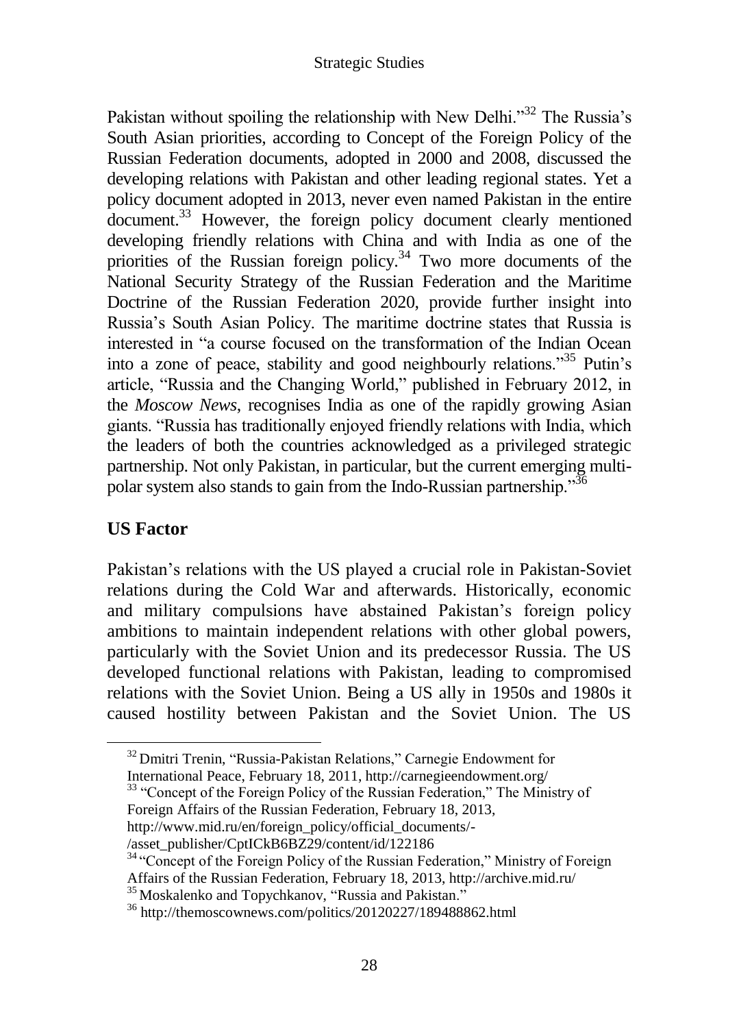Pakistan without spoiling the relationship with New Delhi."[32] The Russia's South Asian priorities, according to Concept of the Foreign Policy of the Russian Federation documents, adopted in 2000 and 2008, discussed the developing relations with Pakistan and other leading regional states. Yet a policy document adopted in 2013, never even named Pakistan in the entire document.[33] However, the foreign policy document clearly mentioned developing friendly relations with China and with India as one of the priorities of the Russian foreign policy.[34] Two more documents of the National Security Strategy of the Russian Federation and the Maritime Doctrine of the Russian Federation 2020, provide further insight into Russia's South Asian Policy. The maritime doctrine states that Russia is interested in "a course focused on the transformation of the Indian Ocean into a zone of peace, stability and good neighbourly relations."[35] Putin's article, "Russia and the Changing World," published in February 2012, in the *Moscow News*, recognises India as one of the rapidly growing Asian giants. "Russia has traditionally enjoyed friendly relations with India, which the leaders of both the countries acknowledged as a privileged strategic partnership. Not only Pakistan, in particular, but the current emerging multi-polar system also stands to gain from the Indo-Russian partnership."[36]

## US Factor

Pakistan's relations with the US played a crucial role in Pakistan-Soviet relations during the Cold War and afterwards. Historically, economic and military compulsions have abstained Pakistan's foreign policy ambitions to maintain independent relations with other global powers, particularly with the Soviet Union and its predecessor Russia. The US developed functional relations with Pakistan, leading to compromised relations with the Soviet Union. Being a US ally in 1950s and 1980s it caused hostility between Pakistan and the Soviet Union. The US

---

[32] Dmitri Trenin, "Russia-Pakistan Relations," Carnegie Endowment for International Peace, February 18, 2011, http://carnegieendowment.org/

[33] "Concept of the Foreign Policy of the Russian Federation," The Ministry of Foreign Affairs of the Russian Federation, February 18, 2013, http://www.mid.ru/en/foreign_policy/official_documents/-/asset_publisher/CptICkB6BZ29/content/id/122186

[34] "Concept of the Foreign Policy of the Russian Federation," Ministry of Foreign Affairs of the Russian Federation, February 18, 2013, http://archive.mid.ru/

[35] Moskalenko and Topychkanov, "Russia and Pakistan."

[36] http://themoscownews.com/politics/20120227/189488862.html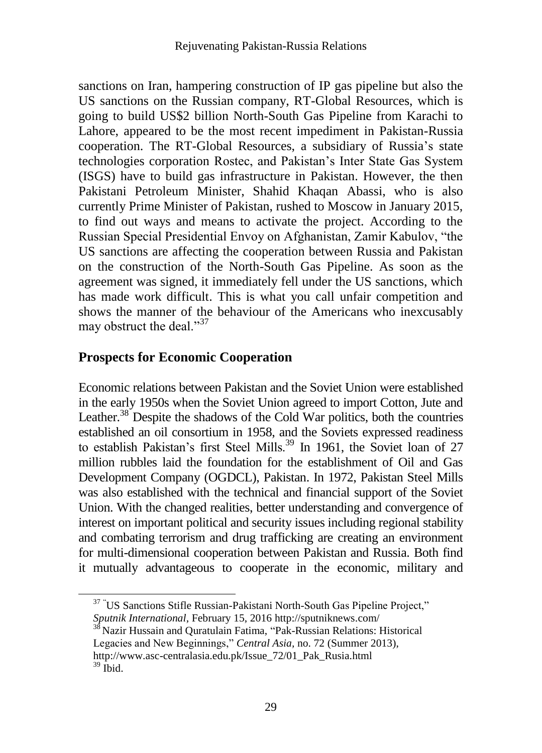sanctions on Iran, hampering construction of IP gas pipeline but also the US sanctions on the Russian company, RT-Global Resources, which is going to build US$2 billion North-South Gas Pipeline from Karachi to Lahore, appeared to be the most recent impediment in Pakistan-Russia cooperation. The RT-Global Resources, a subsidiary of Russia's state technologies corporation Rostec, and Pakistan's Inter State Gas System (ISGS) have to build gas infrastructure in Pakistan. However, the then Pakistani Petroleum Minister, Shahid Khaqan Abassi, who is also currently Prime Minister of Pakistan, rushed to Moscow in January 2015, to find out ways and means to activate the project. According to the Russian Special Presidential Envoy on Afghanistan, Zamir Kabulov, "the US sanctions are affecting the cooperation between Russia and Pakistan on the construction of the North-South Gas Pipeline. As soon as the agreement was signed, it immediately fell under the US sanctions, which has made work difficult. This is what you call unfair competition and shows the manner of the behaviour of the Americans who inexcusably may obstruct the deal."[37]

## Prospects for Economic Cooperation

Economic relations between Pakistan and the Soviet Union were established in the early 1950s when the Soviet Union agreed to import Cotton, Jute and Leather.[38] Despite the shadows of the Cold War politics, both the countries established an oil consortium in 1958, and the Soviets expressed readiness to establish Pakistan's first Steel Mills.[39] In 1961, the Soviet loan of 27 million rubbles laid the foundation for the establishment of Oil and Gas Development Company (OGDCL), Pakistan. In 1972, Pakistan Steel Mills was also established with the technical and financial support of the Soviet Union. With the changed realities, better understanding and convergence of interest on important political and security issues including regional stability and combating terrorism and drug trafficking are creating an environment for multi-dimensional cooperation between Pakistan and Russia. Both find it mutually advantageous to cooperate in the economic, military and

---

[37] "US Sanctions Stifle Russian-Pakistani North-South Gas Pipeline Project," *Sputnik International*, February 15, 2016 http://sputniknews.com/

[38] Nazir Hussain and Quratulain Fatima, "Pak-Russian Relations: Historical Legacies and New Beginnings," *Central Asia*, no. 72 (Summer 2013), http://www.asc-centralasia.edu.pk/Issue_72/01_Pak_Rusia.html

[39] Ibid.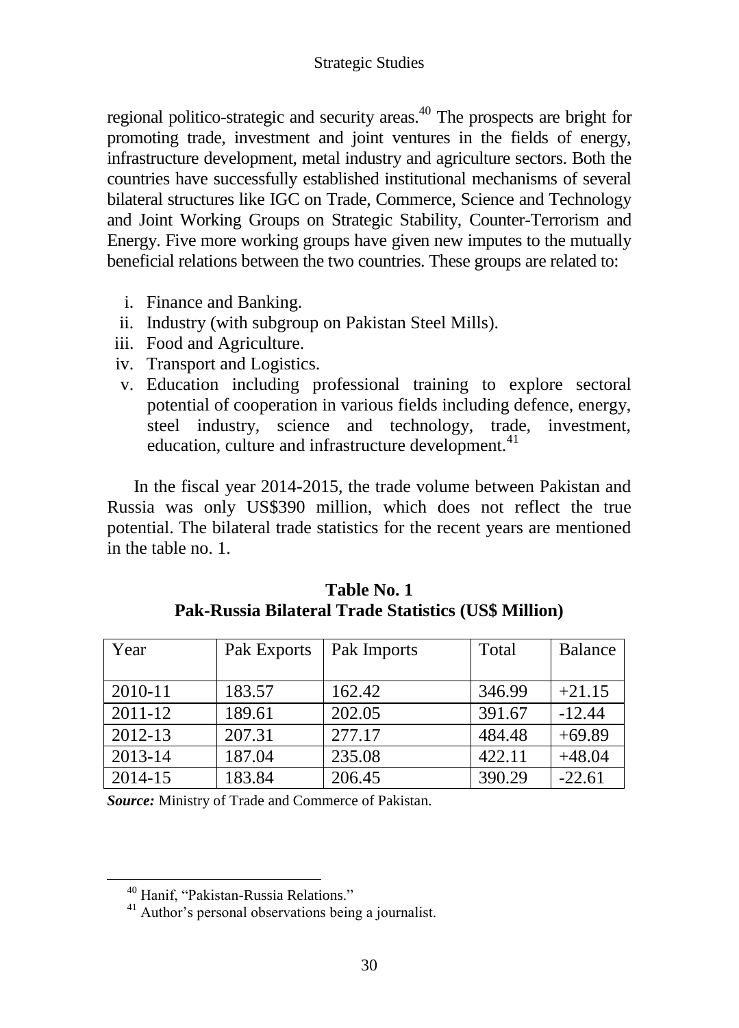regional politico-strategic and security areas.[40] The prospects are bright for promoting trade, investment and joint ventures in the fields of energy, infrastructure development, metal industry and agriculture sectors. Both the countries have successfully established institutional mechanisms of several bilateral structures like IGC on Trade, Commerce, Science and Technology and Joint Working Groups on Strategic Stability, Counter-Terrorism and Energy. Five more working groups have given new imputes to the mutually beneficial relations between the two countries. These groups are related to:

i. Finance and Banking.
ii. Industry (with subgroup on Pakistan Steel Mills).
iii. Food and Agriculture.
iv. Transport and Logistics.
v. Education including professional training to explore sectoral potential of cooperation in various fields including defence, energy, steel industry, science and technology, trade, investment, education, culture and infrastructure development.[41]

In the fiscal year 2014-2015, the trade volume between Pakistan and Russia was only US$390 million, which does not reflect the true potential. The bilateral trade statistics for the recent years are mentioned in the table no. 1.

**Table No. 1**
**Pak-Russia Bilateral Trade Statistics (US$ Million)**

| Year | Pak Exports | Pak Imports | Total | Balance |
|---|---|---|---|---|
| 2010-11 | 183.57 | 162.42 | 346.99 | +21.15 |
| 2011-12 | 189.61 | 202.05 | 391.67 | -12.44 |
| 2012-13 | 207.31 | 277.17 | 484.48 | +69.89 |
| 2013-14 | 187.04 | 235.08 | 422.11 | +48.04 |
| 2014-15 | 183.84 | 206.45 | 390.29 | -22.61 |

***Source:*** Ministry of Trade and Commerce of Pakistan.

[40] Hanif, "Pakistan-Russia Relations."
[41] Author's personal observations being a journalist.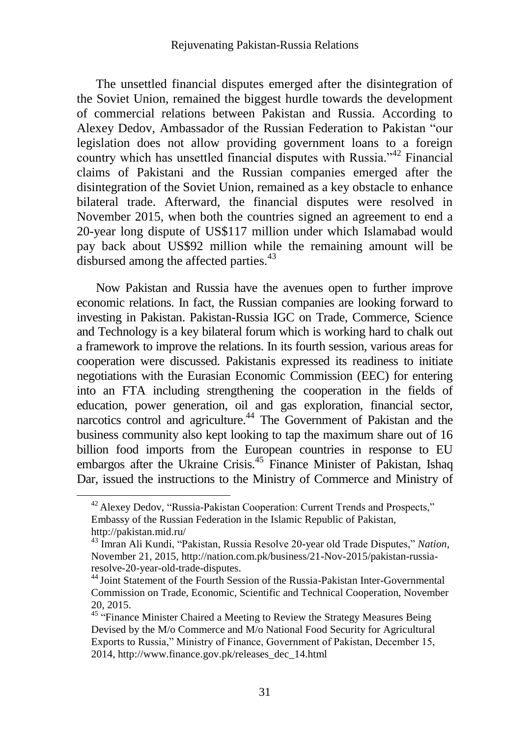The unsettled financial disputes emerged after the disintegration of the Soviet Union, remained the biggest hurdle towards the development of commercial relations between Pakistan and Russia. According to Alexey Dedov, Ambassador of the Russian Federation to Pakistan "our legislation does not allow providing government loans to a foreign country which has unsettled financial disputes with Russia."[42] Financial claims of Pakistani and the Russian companies emerged after the disintegration of the Soviet Union, remained as a key obstacle to enhance bilateral trade. Afterward, the financial disputes were resolved in November 2015, when both the countries signed an agreement to end a 20-year long dispute of US$117 million under which Islamabad would pay back about US$92 million while the remaining amount will be disbursed among the affected parties.[43]

Now Pakistan and Russia have the avenues open to further improve economic relations. In fact, the Russian companies are looking forward to investing in Pakistan. Pakistan-Russia IGC on Trade, Commerce, Science and Technology is a key bilateral forum which is working hard to chalk out a framework to improve the relations. In its fourth session, various areas for cooperation were discussed. Pakistanis expressed its readiness to initiate negotiations with the Eurasian Economic Commission (EEC) for entering into an FTA including strengthening the cooperation in the fields of education, power generation, oil and gas exploration, financial sector, narcotics control and agriculture.[44] The Government of Pakistan and the business community also kept looking to tap the maximum share out of 16 billion food imports from the European countries in response to EU embargos after the Ukraine Crisis.[45] Finance Minister of Pakistan, Ishaq Dar, issued the instructions to the Ministry of Commerce and Ministry of

---

[42] Alexey Dedov, "Russia-Pakistan Cooperation: Current Trends and Prospects," Embassy of the Russian Federation in the Islamic Republic of Pakistan, http://pakistan.mid.ru/

[43] Imran Ali Kundi, "Pakistan, Russia Resolve 20-year old Trade Disputes," *Nation*, November 21, 2015, http://nation.com.pk/business/21-Nov-2015/pakistan-russia-resolve-20-year-old-trade-disputes.

[44] Joint Statement of the Fourth Session of the Russia-Pakistan Inter-Governmental Commission on Trade, Economic, Scientific and Technical Cooperation, November 20, 2015.

[45] "Finance Minister Chaired a Meeting to Review the Strategy Measures Being Devised by the M/o Commerce and M/o National Food Security for Agricultural Exports to Russia," Ministry of Finance, Government of Pakistan, December 15, 2014, http://www.finance.gov.pk/releases_dec_14.html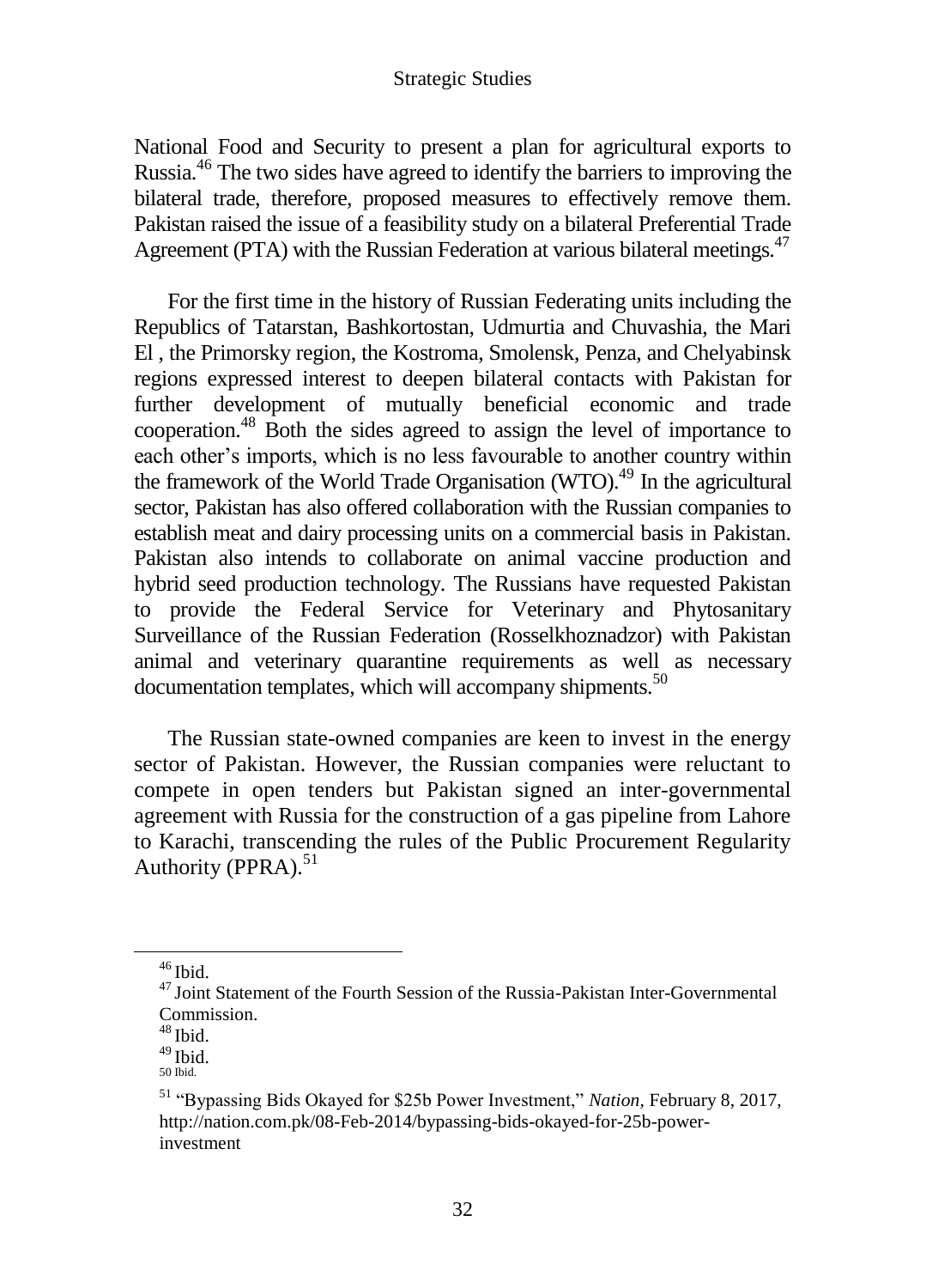National Food and Security to present a plan for agricultural exports to Russia.[46] The two sides have agreed to identify the barriers to improving the bilateral trade, therefore, proposed measures to effectively remove them. Pakistan raised the issue of a feasibility study on a bilateral Preferential Trade Agreement (PTA) with the Russian Federation at various bilateral meetings.[47]

For the first time in the history of Russian Federating units including the Republics of Tatarstan, Bashkortostan, Udmurtia and Chuvashia, the Mari El , the Primorsky region, the Kostroma, Smolensk, Penza, and Chelyabinsk regions expressed interest to deepen bilateral contacts with Pakistan for further development of mutually beneficial economic and trade cooperation.[48] Both the sides agreed to assign the level of importance to each other's imports, which is no less favourable to another country within the framework of the World Trade Organisation (WTO).[49] In the agricultural sector, Pakistan has also offered collaboration with the Russian companies to establish meat and dairy processing units on a commercial basis in Pakistan. Pakistan also intends to collaborate on animal vaccine production and hybrid seed production technology. The Russians have requested Pakistan to provide the Federal Service for Veterinary and Phytosanitary Surveillance of the Russian Federation (Rosselkhoznadzor) with Pakistan animal and veterinary quarantine requirements as well as necessary documentation templates, which will accompany shipments.[50]

The Russian state-owned companies are keen to invest in the energy sector of Pakistan. However, the Russian companies were reluctant to compete in open tenders but Pakistan signed an inter-governmental agreement with Russia for the construction of a gas pipeline from Lahore to Karachi, transcending the rules of the Public Procurement Regularity Authority (PPRA).[51]

---

[46] Ibid.

[47] Joint Statement of the Fourth Session of the Russia-Pakistan Inter-Governmental Commission.

[48] Ibid.

[49] Ibid.

[50] Ibid.

[51] "Bypassing Bids Okayed for $25b Power Investment," *Nation*, February 8, 2017, http://nation.com.pk/08-Feb-2014/bypassing-bids-okayed-for-25b-power-investment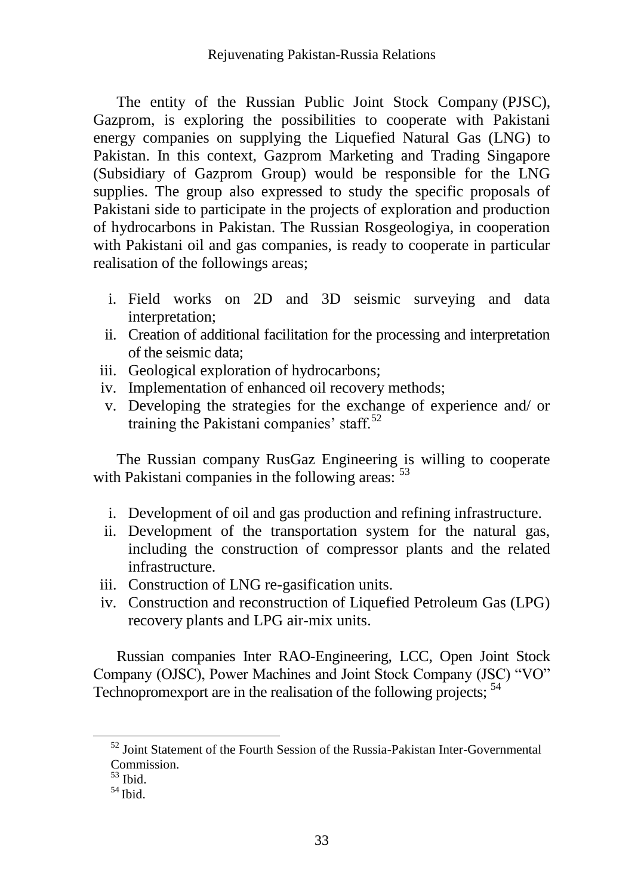The entity of the Russian Public Joint Stock Company (PJSC), Gazprom, is exploring the possibilities to cooperate with Pakistani energy companies on supplying the Liquefied Natural Gas (LNG) to Pakistan. In this context, Gazprom Marketing and Trading Singapore (Subsidiary of Gazprom Group) would be responsible for the LNG supplies. The group also expressed to study the specific proposals of Pakistani side to participate in the projects of exploration and production of hydrocarbons in Pakistan. The Russian Rosgeologiya, in cooperation with Pakistani oil and gas companies, is ready to cooperate in particular realisation of the followings areas;

i. Field works on 2D and 3D seismic surveying and data interpretation;
ii. Creation of additional facilitation for the processing and interpretation of the seismic data;
iii. Geological exploration of hydrocarbons;
iv. Implementation of enhanced oil recovery methods;
v. Developing the strategies for the exchange of experience and/ or training the Pakistani companies' staff.[52]

The Russian company RusGaz Engineering is willing to cooperate with Pakistani companies in the following areas: [53]

i. Development of oil and gas production and refining infrastructure.
ii. Development of the transportation system for the natural gas, including the construction of compressor plants and the related infrastructure.
iii. Construction of LNG re-gasification units.
iv. Construction and reconstruction of Liquefied Petroleum Gas (LPG) recovery plants and LPG air-mix units.

Russian companies Inter RAO-Engineering, LCC, Open Joint Stock Company (OJSC), Power Machines and Joint Stock Company (JSC) "VO" Technopromexport are in the realisation of the following projects; [54]

---

[52] Joint Statement of the Fourth Session of the Russia-Pakistan Inter-Governmental Commission.

[53] Ibid.

[54] Ibid.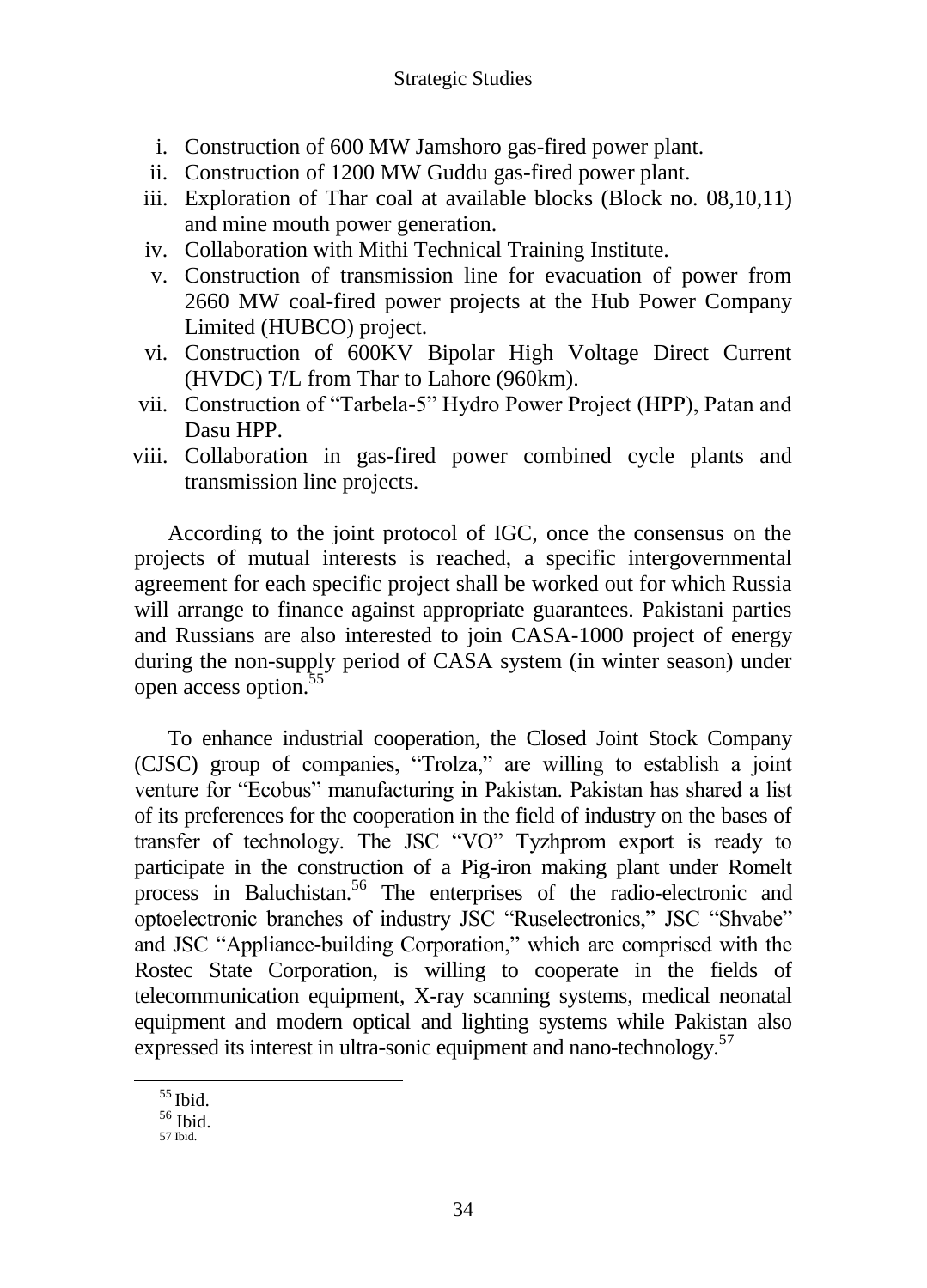i. Construction of 600 MW Jamshoro gas-fired power plant.
ii. Construction of 1200 MW Guddu gas-fired power plant.
iii. Exploration of Thar coal at available blocks (Block no. 08,10,11) and mine mouth power generation.
iv. Collaboration with Mithi Technical Training Institute.
v. Construction of transmission line for evacuation of power from 2660 MW coal-fired power projects at the Hub Power Company Limited (HUBCO) project.
vi. Construction of 600KV Bipolar High Voltage Direct Current (HVDC) T/L from Thar to Lahore (960km).
vii. Construction of "Tarbela-5" Hydro Power Project (HPP), Patan and Dasu HPP.
viii. Collaboration in gas-fired power combined cycle plants and transmission line projects.

According to the joint protocol of IGC, once the consensus on the projects of mutual interests is reached, a specific intergovernmental agreement for each specific project shall be worked out for which Russia will arrange to finance against appropriate guarantees. Pakistani parties and Russians are also interested to join CASA-1000 project of energy during the non-supply period of CASA system (in winter season) under open access option.[55]

To enhance industrial cooperation, the Closed Joint Stock Company (CJSC) group of companies, "Trolza," are willing to establish a joint venture for "Ecobus" manufacturing in Pakistan. Pakistan has shared a list of its preferences for the cooperation in the field of industry on the bases of transfer of technology. The JSC "VO" Tyzhprom export is ready to participate in the construction of a Pig-iron making plant under Romelt process in Baluchistan.[56] The enterprises of the radio-electronic and optoelectronic branches of industry JSC "Ruselectronics," JSC "Shvabe" and JSC "Appliance-building Corporation," which are comprised with the Rostec State Corporation, is willing to cooperate in the fields of telecommunication equipment, X-ray scanning systems, medical neonatal equipment and modern optical and lighting systems while Pakistan also expressed its interest in ultra-sonic equipment and nano-technology.[57]

---

[55] Ibid.

[56] Ibid.

[57] Ibid.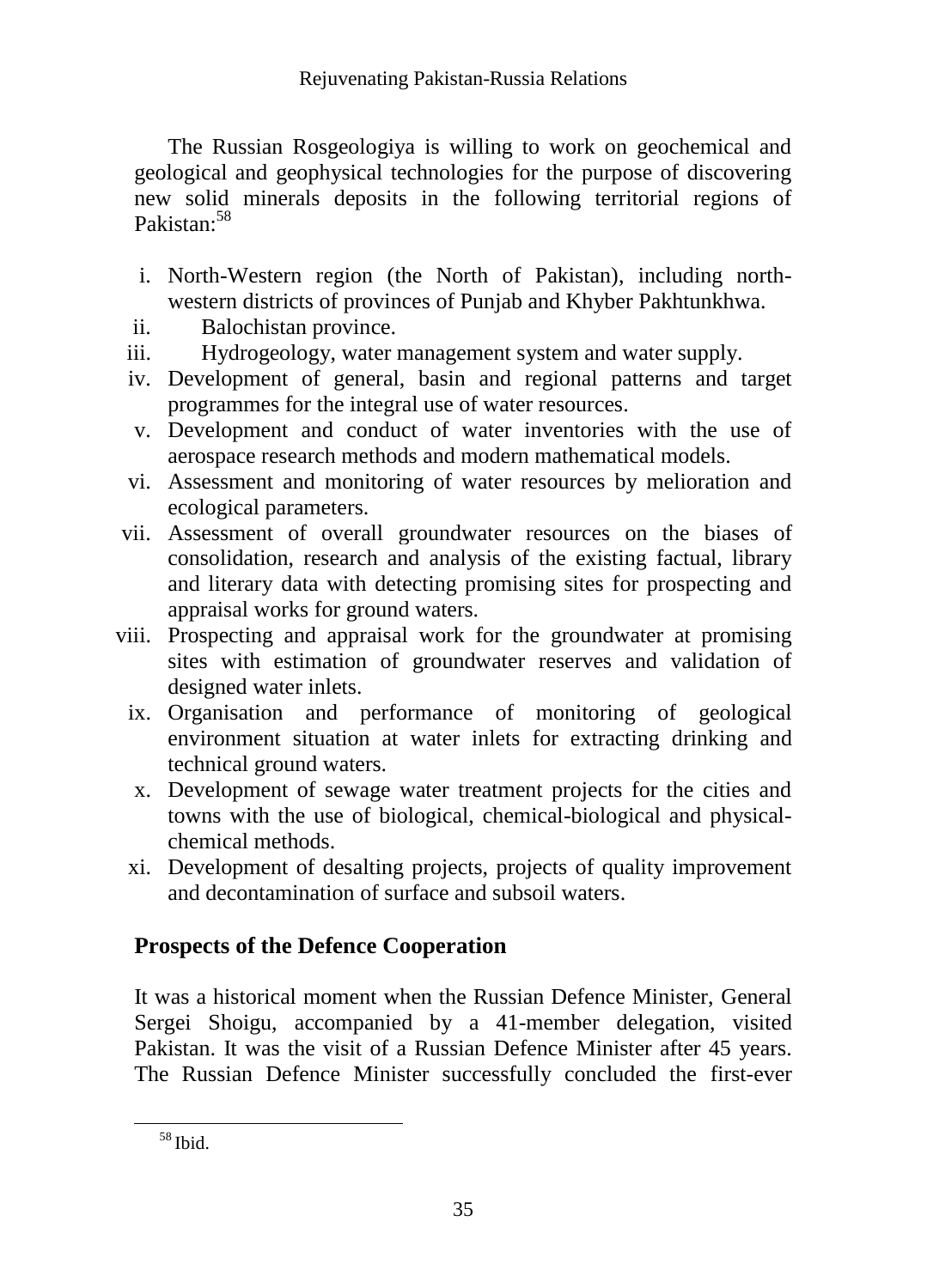The Russian Rosgeologiya is willing to work on geochemical and geological and geophysical technologies for the purpose of discovering new solid minerals deposits in the following territorial regions of Pakistan:[58]

i. North-Western region (the North of Pakistan), including north-western districts of provinces of Punjab and Khyber Pakhtunkhwa.
ii. Balochistan province.
iii. Hydrogeology, water management system and water supply.
iv. Development of general, basin and regional patterns and target programmes for the integral use of water resources.
v. Development and conduct of water inventories with the use of aerospace research methods and modern mathematical models.
vi. Assessment and monitoring of water resources by melioration and ecological parameters.
vii. Assessment of overall groundwater resources on the biases of consolidation, research and analysis of the existing factual, library and literary data with detecting promising sites for prospecting and appraisal works for ground waters.
viii. Prospecting and appraisal work for the groundwater at promising sites with estimation of groundwater reserves and validation of designed water inlets.
ix. Organisation and performance of monitoring of geological environment situation at water inlets for extracting drinking and technical ground waters.
x. Development of sewage water treatment projects for the cities and towns with the use of biological, chemical-biological and physical-chemical methods.
xi. Development of desalting projects, projects of quality improvement and decontamination of surface and subsoil waters.

## Prospects of the Defence Cooperation

It was a historical moment when the Russian Defence Minister, General Sergei Shoigu, accompanied by a 41-member delegation, visited Pakistan. It was the visit of a Russian Defence Minister after 45 years. The Russian Defence Minister successfully concluded the first-ever

[58] Ibid.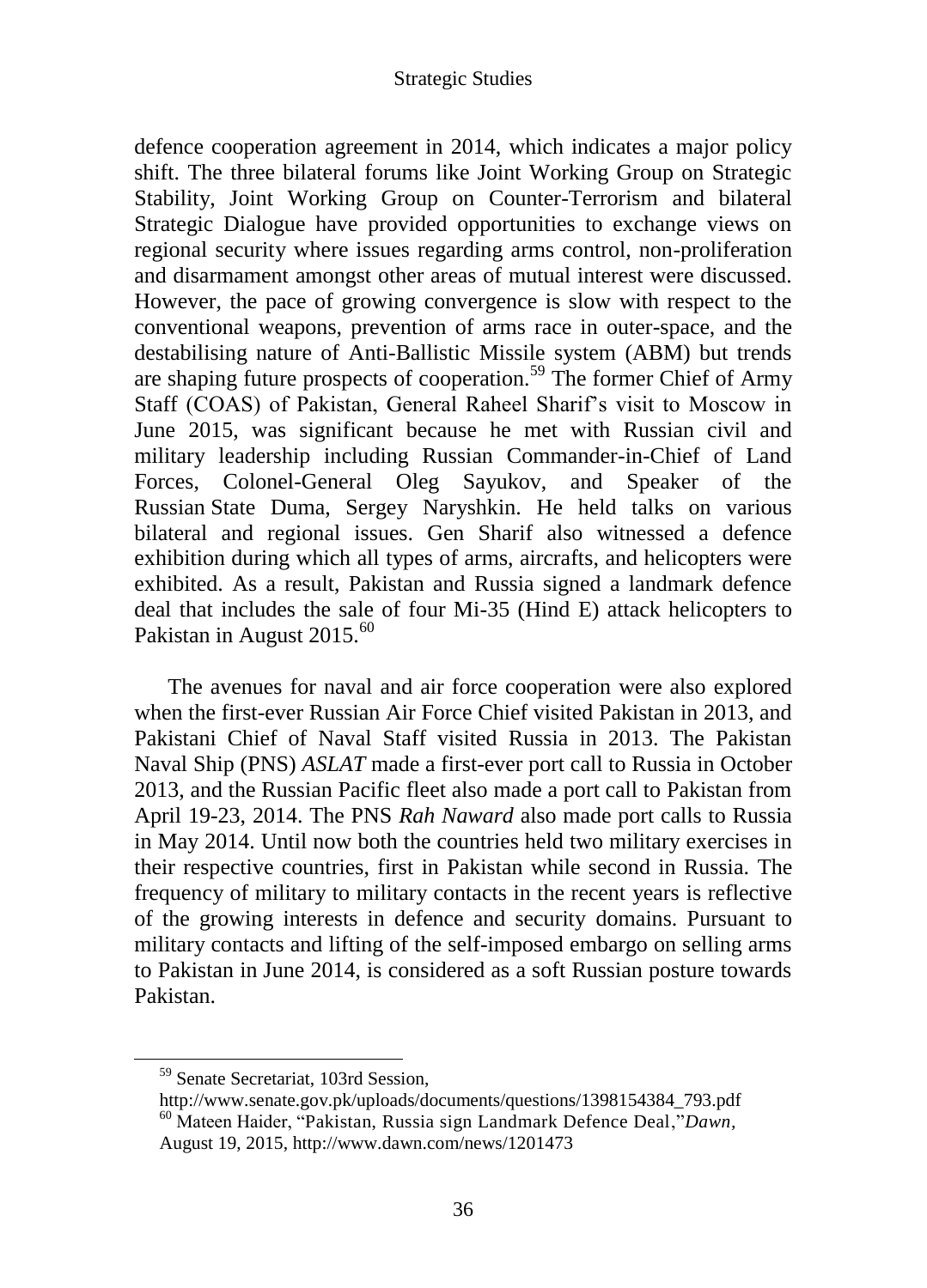defence cooperation agreement in 2014, which indicates a major policy shift. The three bilateral forums like Joint Working Group on Strategic Stability, Joint Working Group on Counter-Terrorism and bilateral Strategic Dialogue have provided opportunities to exchange views on regional security where issues regarding arms control, non-proliferation and disarmament amongst other areas of mutual interest were discussed. However, the pace of growing convergence is slow with respect to the conventional weapons, prevention of arms race in outer-space, and the destabilising nature of Anti-Ballistic Missile system (ABM) but trends are shaping future prospects of cooperation.[59] The former Chief of Army Staff (COAS) of Pakistan, General Raheel Sharif's visit to Moscow in June 2015, was significant because he met with Russian civil and military leadership including Russian Commander-in-Chief of Land Forces, Colonel-General Oleg Sayukov, and Speaker of the Russian State Duma, Sergey Naryshkin. He held talks on various bilateral and regional issues. Gen Sharif also witnessed a defence exhibition during which all types of arms, aircrafts, and helicopters were exhibited. As a result, Pakistan and Russia signed a landmark defence deal that includes the sale of four Mi-35 (Hind E) attack helicopters to Pakistan in August 2015.[60]

The avenues for naval and air force cooperation were also explored when the first-ever Russian Air Force Chief visited Pakistan in 2013, and Pakistani Chief of Naval Staff visited Russia in 2013. The Pakistan Naval Ship (PNS) *ASLAT* made a first-ever port call to Russia in October 2013, and the Russian Pacific fleet also made a port call to Pakistan from April 19-23, 2014. The PNS *Rah Naward* also made port calls to Russia in May 2014. Until now both the countries held two military exercises in their respective countries, first in Pakistan while second in Russia. The frequency of military to military contacts in the recent years is reflective of the growing interests in defence and security domains. Pursuant to military contacts and lifting of the self-imposed embargo on selling arms to Pakistan in June 2014, is considered as a soft Russian posture towards Pakistan.

---

[59] Senate Secretariat, 103rd Session, http://www.senate.gov.pk/uploads/documents/questions/1398154384_793.pdf

[60] Mateen Haider, "Pakistan, Russia sign Landmark Defence Deal," *Dawn*, August 19, 2015, http://www.dawn.com/news/1201473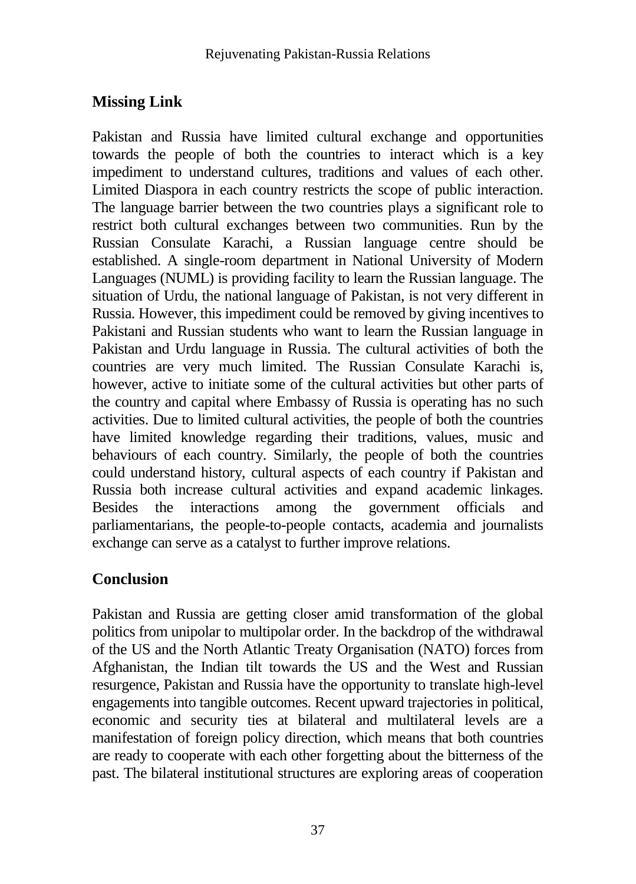## Missing Link

Pakistan and Russia have limited cultural exchange and opportunities towards the people of both the countries to interact which is a key impediment to understand cultures, traditions and values of each other. Limited Diaspora in each country restricts the scope of public interaction. The language barrier between the two countries plays a significant role to restrict both cultural exchanges between two communities. Run by the Russian Consulate Karachi, a Russian language centre should be established. A single-room department in National University of Modern Languages (NUML) is providing facility to learn the Russian language. The situation of Urdu, the national language of Pakistan, is not very different in Russia. However, this impediment could be removed by giving incentives to Pakistani and Russian students who want to learn the Russian language in Pakistan and Urdu language in Russia. The cultural activities of both the countries are very much limited. The Russian Consulate Karachi is, however, active to initiate some of the cultural activities but other parts of the country and capital where Embassy of Russia is operating has no such activities. Due to limited cultural activities, the people of both the countries have limited knowledge regarding their traditions, values, music and behaviours of each country. Similarly, the people of both the countries could understand history, cultural aspects of each country if Pakistan and Russia both increase cultural activities and expand academic linkages. Besides the interactions among the government officials and parliamentarians, the people-to-people contacts, academia and journalists exchange can serve as a catalyst to further improve relations.

## Conclusion

Pakistan and Russia are getting closer amid transformation of the global politics from unipolar to multipolar order. In the backdrop of the withdrawal of the US and the North Atlantic Treaty Organisation (NATO) forces from Afghanistan, the Indian tilt towards the US and the West and Russian resurgence, Pakistan and Russia have the opportunity to translate high-level engagements into tangible outcomes. Recent upward trajectories in political, economic and security ties at bilateral and multilateral levels are a manifestation of foreign policy direction, which means that both countries are ready to cooperate with each other forgetting about the bitterness of the past. The bilateral institutional structures are exploring areas of cooperation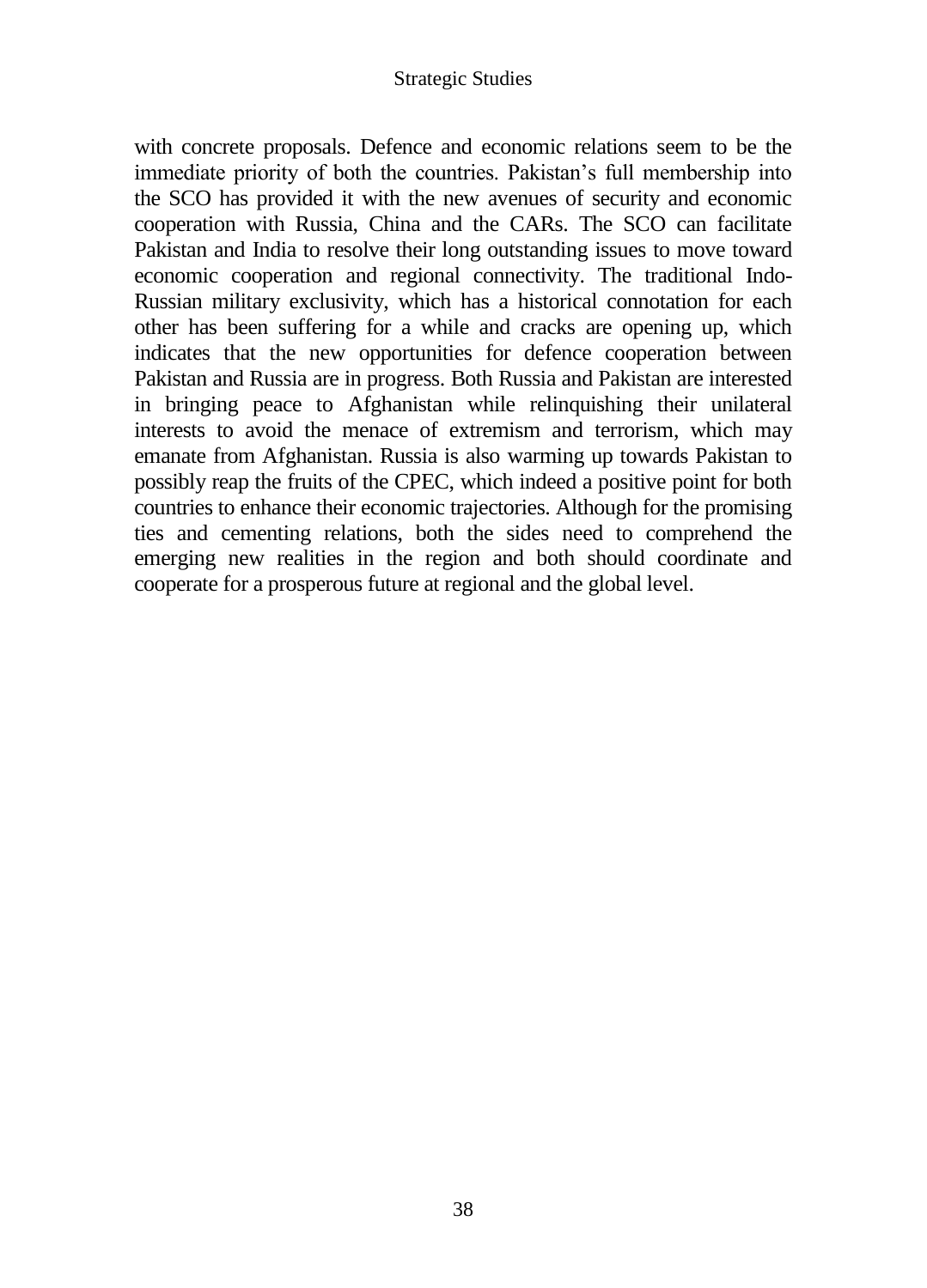with concrete proposals. Defence and economic relations seem to be the immediate priority of both the countries. Pakistan's full membership into the SCO has provided it with the new avenues of security and economic cooperation with Russia, China and the CARs. The SCO can facilitate Pakistan and India to resolve their long outstanding issues to move toward economic cooperation and regional connectivity. The traditional Indo-Russian military exclusivity, which has a historical connotation for each other has been suffering for a while and cracks are opening up, which indicates that the new opportunities for defence cooperation between Pakistan and Russia are in progress. Both Russia and Pakistan are interested in bringing peace to Afghanistan while relinquishing their unilateral interests to avoid the menace of extremism and terrorism, which may emanate from Afghanistan. Russia is also warming up towards Pakistan to possibly reap the fruits of the CPEC, which indeed a positive point for both countries to enhance their economic trajectories. Although for the promising ties and cementing relations, both the sides need to comprehend the emerging new realities in the region and both should coordinate and cooperate for a prosperous future at regional and the global level.